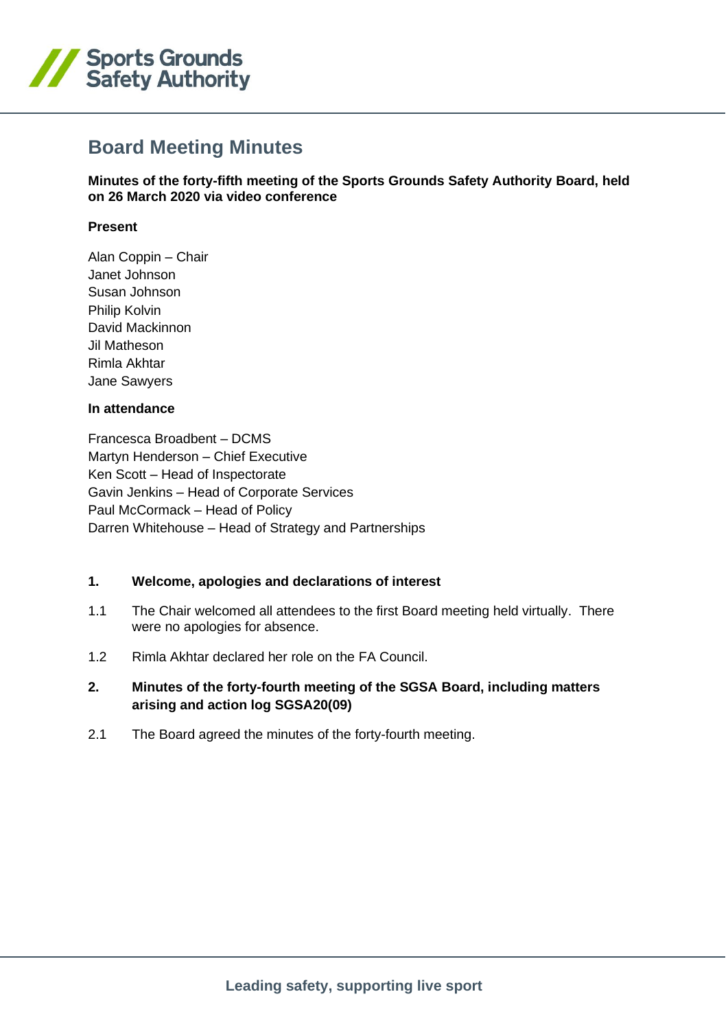Sports Grounds Safety Authority

# Board Meeting Minutes

**Minutes of the forty-fifth meeting of the Sports Grounds Safety Authority Board, held on 26 March 2020 via video conference**

**Present**

Alan Coppin – Chair
Janet Johnson
Susan Johnson
Philip Kolvin
David Mackinnon
Jil Matheson
Rimla Akhtar
Jane Sawyers

**In attendance**

Francesca Broadbent – DCMS
Martyn Henderson – Chief Executive
Ken Scott – Head of Inspectorate
Gavin Jenkins – Head of Corporate Services
Paul McCormack – Head of Policy
Darren Whitehouse – Head of Strategy and Partnerships

**1. Welcome, apologies and declarations of interest**

1.1 The Chair welcomed all attendees to the first Board meeting held virtually. There were no apologies for absence.

1.2 Rimla Akhtar declared her role on the FA Council.

**2. Minutes of the forty-fourth meeting of the SGSA Board, including matters arising and action log SGSA20(09)**

2.1 The Board agreed the minutes of the forty-fourth meeting.

Leading safety, supporting live sport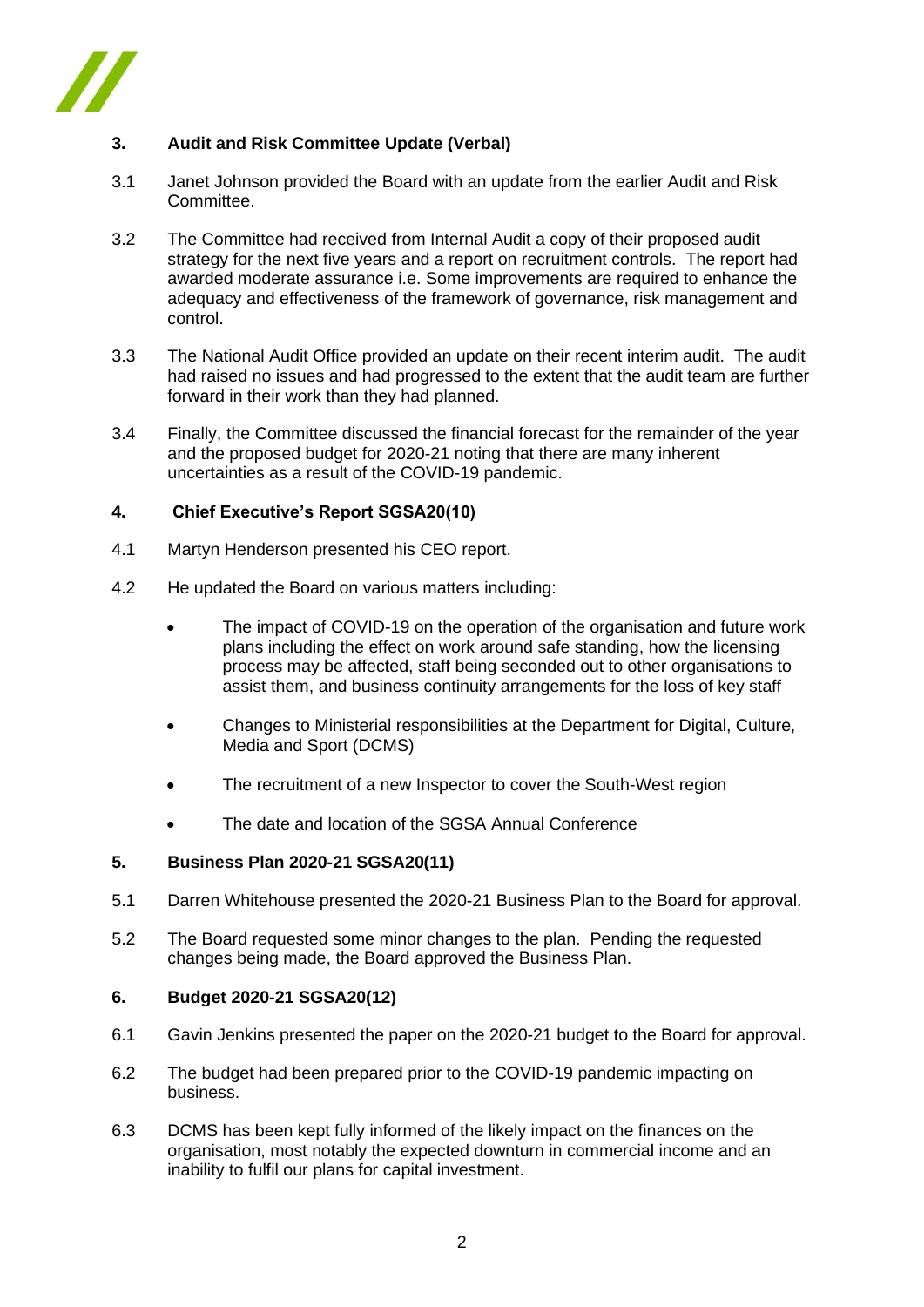## 3. Audit and Risk Committee Update (Verbal)

3.1 Janet Johnson provided the Board with an update from the earlier Audit and Risk Committee.

3.2 The Committee had received from Internal Audit a copy of their proposed audit strategy for the next five years and a report on recruitment controls. The report had awarded moderate assurance i.e. Some improvements are required to enhance the adequacy and effectiveness of the framework of governance, risk management and control.

3.3 The National Audit Office provided an update on their recent interim audit. The audit had raised no issues and had progressed to the extent that the audit team are further forward in their work than they had planned.

3.4 Finally, the Committee discussed the financial forecast for the remainder of the year and the proposed budget for 2020-21 noting that there are many inherent uncertainties as a result of the COVID-19 pandemic.

## 4. Chief Executive's Report SGSA20(10)

4.1 Martyn Henderson presented his CEO report.

4.2 He updated the Board on various matters including:

- The impact of COVID-19 on the operation of the organisation and future work plans including the effect on work around safe standing, how the licensing process may be affected, staff being seconded out to other organisations to assist them, and business continuity arrangements for the loss of key staff
- Changes to Ministerial responsibilities at the Department for Digital, Culture, Media and Sport (DCMS)
- The recruitment of a new Inspector to cover the South-West region
- The date and location of the SGSA Annual Conference

## 5. Business Plan 2020-21 SGSA20(11)

5.1 Darren Whitehouse presented the 2020-21 Business Plan to the Board for approval.

5.2 The Board requested some minor changes to the plan. Pending the requested changes being made, the Board approved the Business Plan.

## 6. Budget 2020-21 SGSA20(12)

6.1 Gavin Jenkins presented the paper on the 2020-21 budget to the Board for approval.

6.2 The budget had been prepared prior to the COVID-19 pandemic impacting on business.

6.3 DCMS has been kept fully informed of the likely impact on the finances on the organisation, most notably the expected downturn in commercial income and an inability to fulfil our plans for capital investment.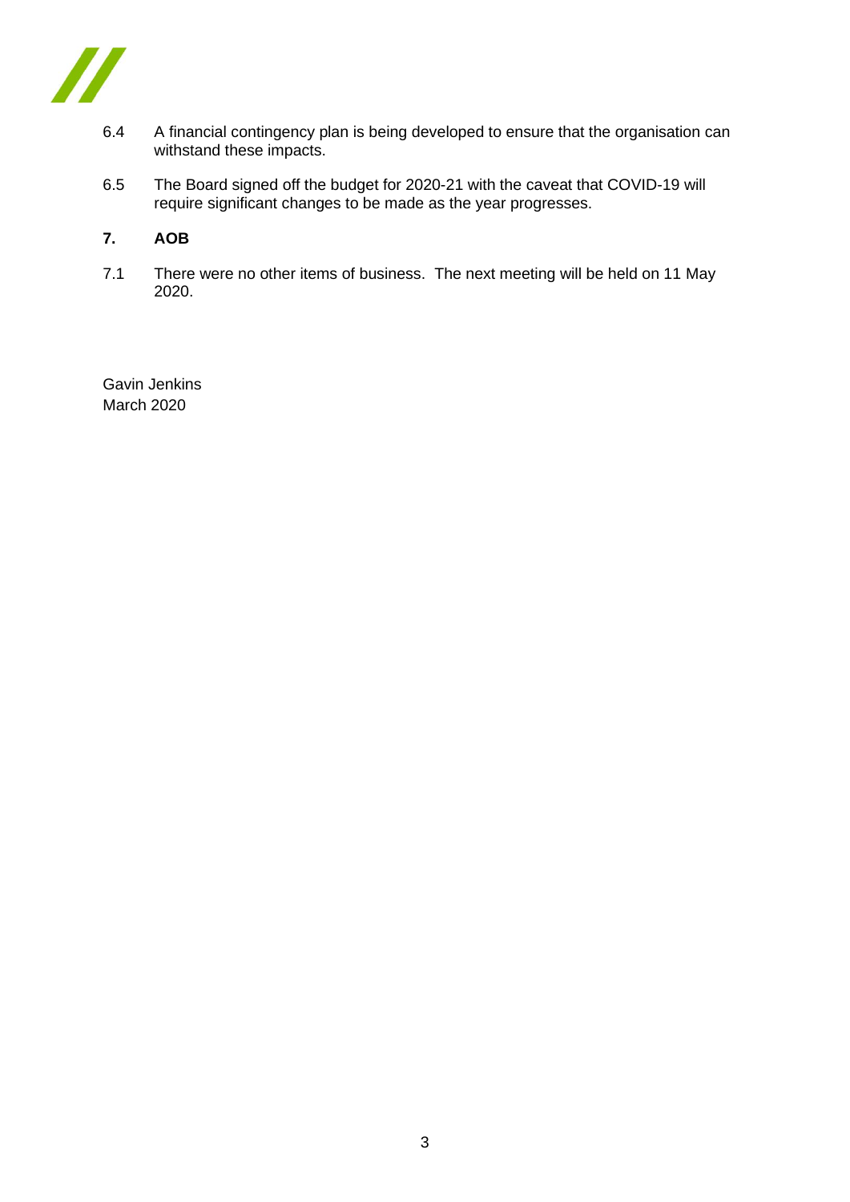6.4 A financial contingency plan is being developed to ensure that the organisation can withstand these impacts.

6.5 The Board signed off the budget for 2020-21 with the caveat that COVID-19 will require significant changes to be made as the year progresses.

## 7. AOB

7.1 There were no other items of business. The next meeting will be held on 11 May 2020.

Gavin Jenkins
March 2020